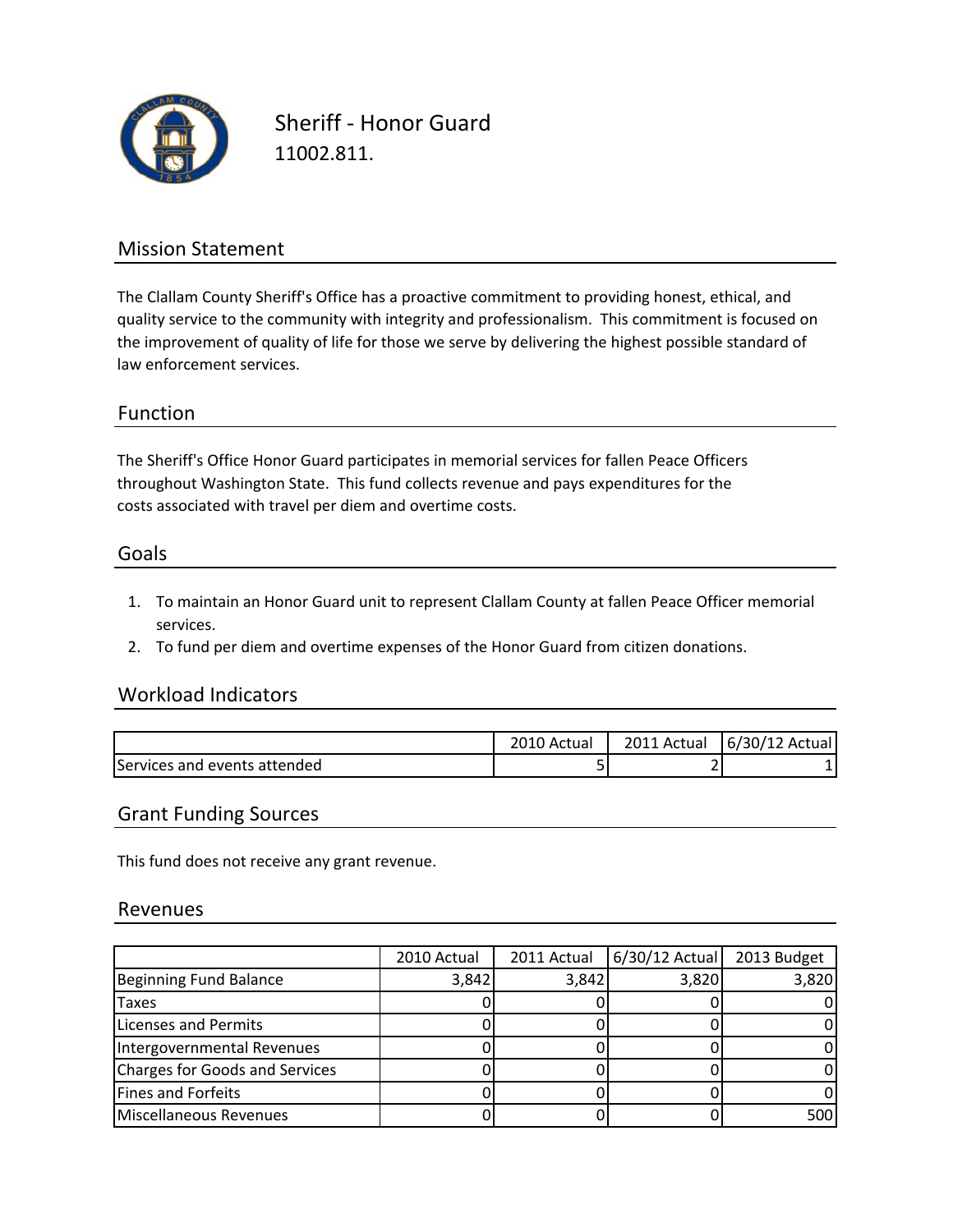# Sheriff - Honor Guard

11002.811.

## Mission Statement

The Clallam County Sheriff's Office has a proactive commitment to providing honest, ethical, and quality service to the community with integrity and professionalism. This commitment is focused on the improvement of quality of life for those we serve by delivering the highest possible standard of law enforcement services.

## Function

The Sheriff's Office Honor Guard participates in memorial services for fallen Peace Officers throughout Washington State. This fund collects revenue and pays expenditures for the costs associated with travel per diem and overtime costs.

## Goals

1. To maintain an Honor Guard unit to represent Clallam County at fallen Peace Officer memorial services.
2. To fund per diem and overtime expenses of the Honor Guard from citizen donations.

## Workload Indicators

| | 2010 Actual | 2011 Actual | 6/30/12 Actual |
|---|---|---|---|
| Services and events attended | 5 | 2 | 1 |

## Grant Funding Sources

This fund does not receive any grant revenue.

## Revenues

| | 2010 Actual | 2011 Actual | 6/30/12 Actual | 2013 Budget |
|---|---|---|---|---|
| Beginning Fund Balance | 3,842 | 3,842 | 3,820 | 3,820 |
| Taxes | 0 | 0 | 0 | 0 |
| Licenses and Permits | 0 | 0 | 0 | 0 |
| Intergovernmental Revenues | 0 | 0 | 0 | 0 |
| Charges for Goods and Services | 0 | 0 | 0 | 0 |
| Fines and Forfeits | 0 | 0 | 0 | 0 |
| Miscellaneous Revenues | 0 | 0 | 0 | 500 |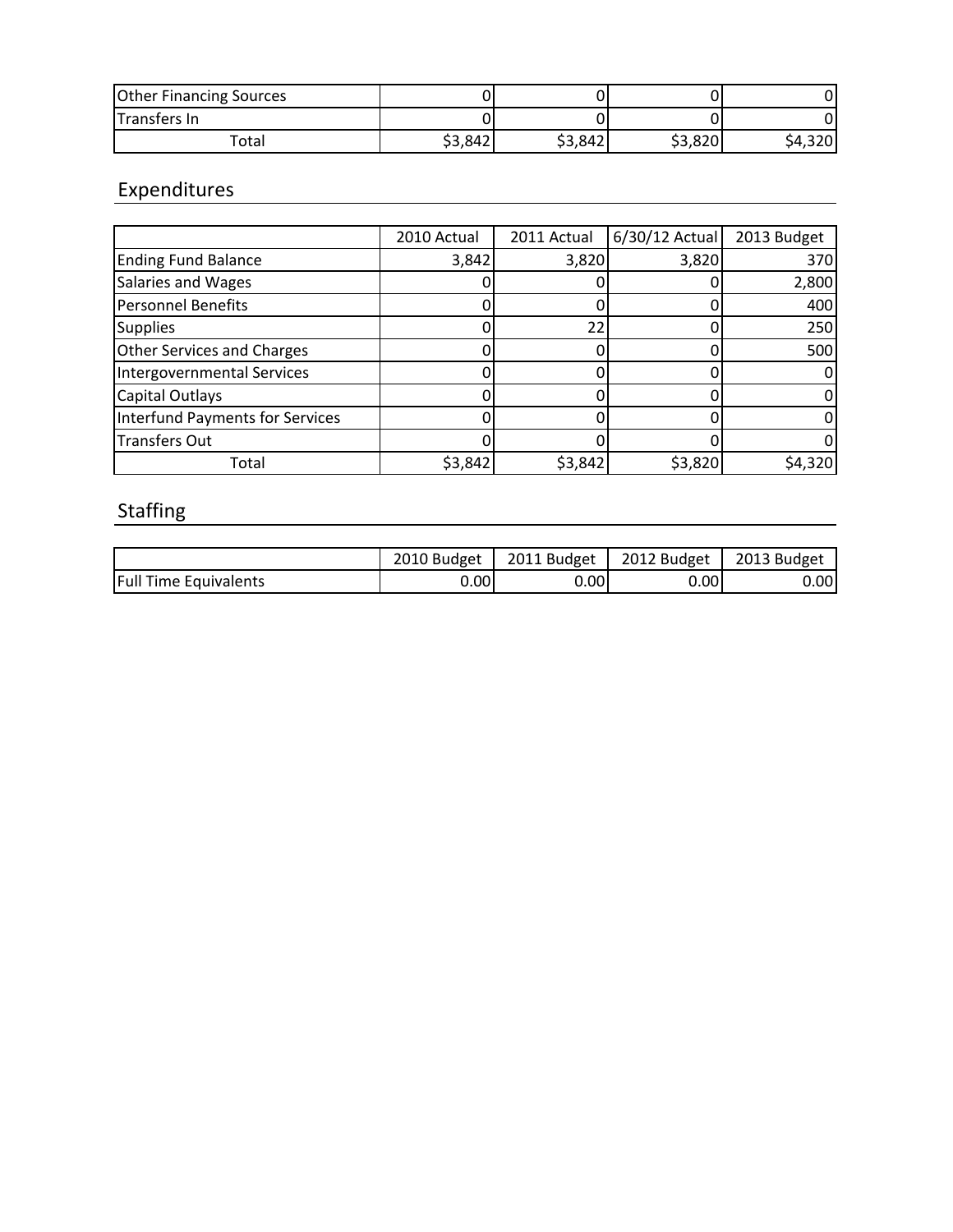| | | | | |
|---|---|---|---|---|
| Other Financing Sources | 0 | 0 | 0 | 0 |
| Transfers In | 0 | 0 | 0 | 0 |
| Total | $3,842 | $3,842 | $3,820 | $4,320 |

## Expenditures

| | 2010 Actual | 2011 Actual | 6/30/12 Actual | 2013 Budget |
|---|---|---|---|---|
| Ending Fund Balance | 3,842 | 3,820 | 3,820 | 370 |
| Salaries and Wages | 0 | 0 | 0 | 2,800 |
| Personnel Benefits | 0 | 0 | 0 | 400 |
| Supplies | 0 | 22 | 0 | 250 |
| Other Services and Charges | 0 | 0 | 0 | 500 |
| Intergovernmental Services | 0 | 0 | 0 | 0 |
| Capital Outlays | 0 | 0 | 0 | 0 |
| Interfund Payments for Services | 0 | 0 | 0 | 0 |
| Transfers Out | 0 | 0 | 0 | 0 |
| Total | $3,842 | $3,842 | $3,820 | $4,320 |

## Staffing

| | 2010 Budget | 2011 Budget | 2012 Budget | 2013 Budget |
|---|---|---|---|---|
| Full Time Equivalents | 0.00 | 0.00 | 0.00 | 0.00 |